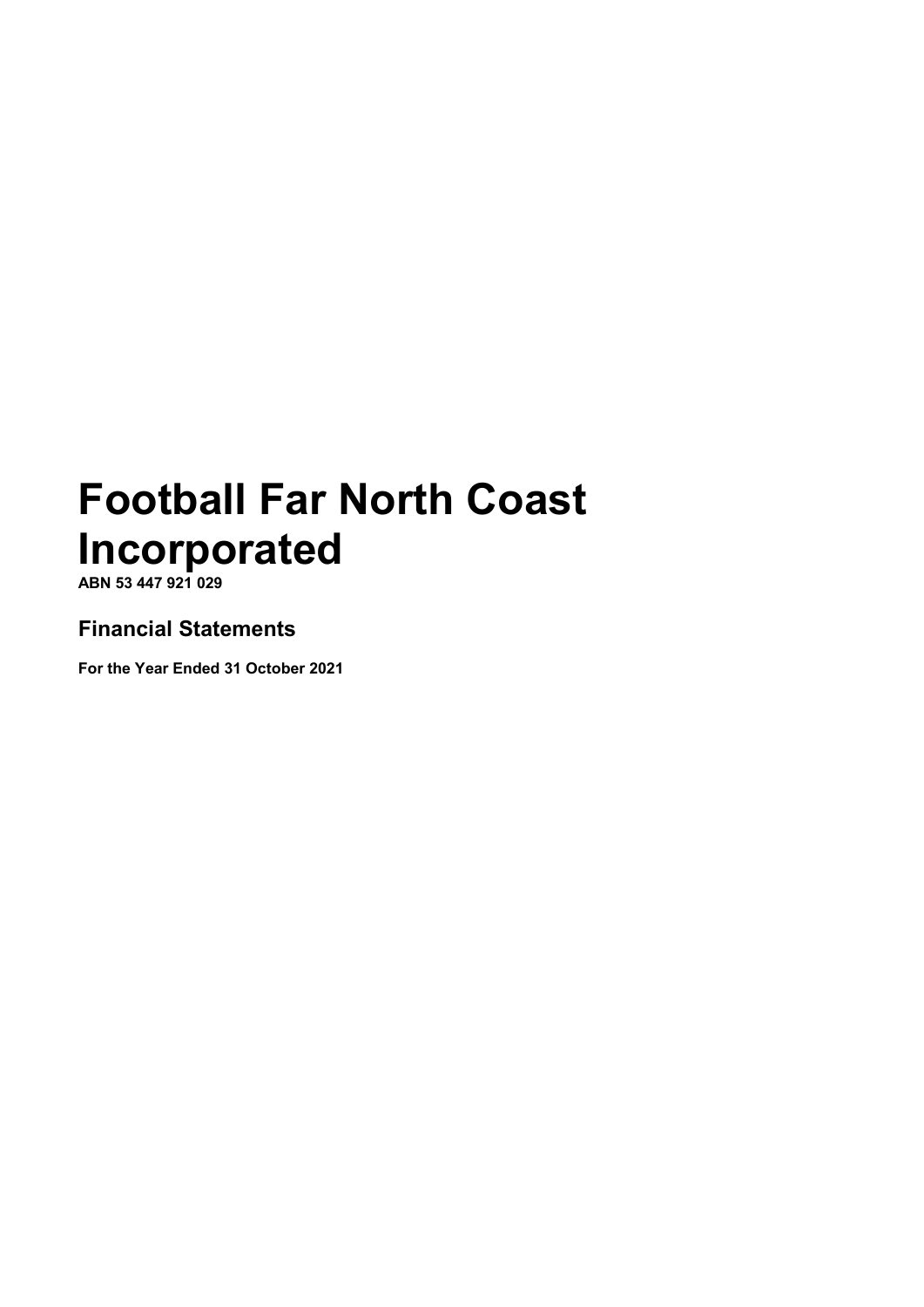# Football Far North Coast Incorporated

**ABN 53 447 921 029**

## Financial Statements

**For the Year Ended 31 October 2021**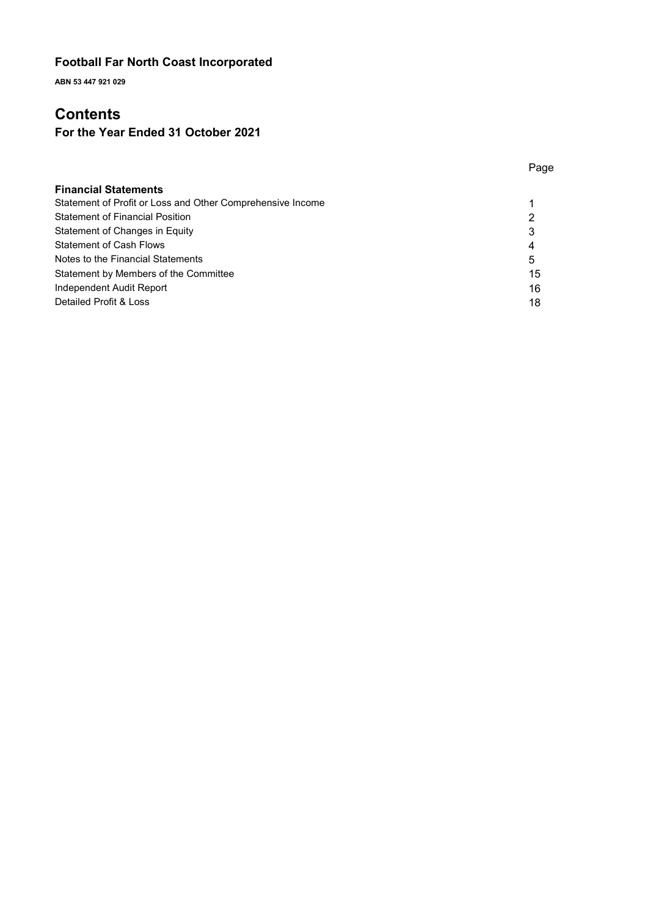# Football Far North Coast Incorporated

**ABN 53 447 921 029**

# Contents

## For the Year Ended 31 October 2021

| | Page |
|---|---|
| **Financial Statements** | |
| Statement of Profit or Loss and Other Comprehensive Income | 1 |
| Statement of Financial Position | 2 |
| Statement of Changes in Equity | 3 |
| Statement of Cash Flows | 4 |
| Notes to the Financial Statements | 5 |
| Statement by Members of the Committee | 15 |
| Independent Audit Report | 16 |
| Detailed Profit & Loss | 18 |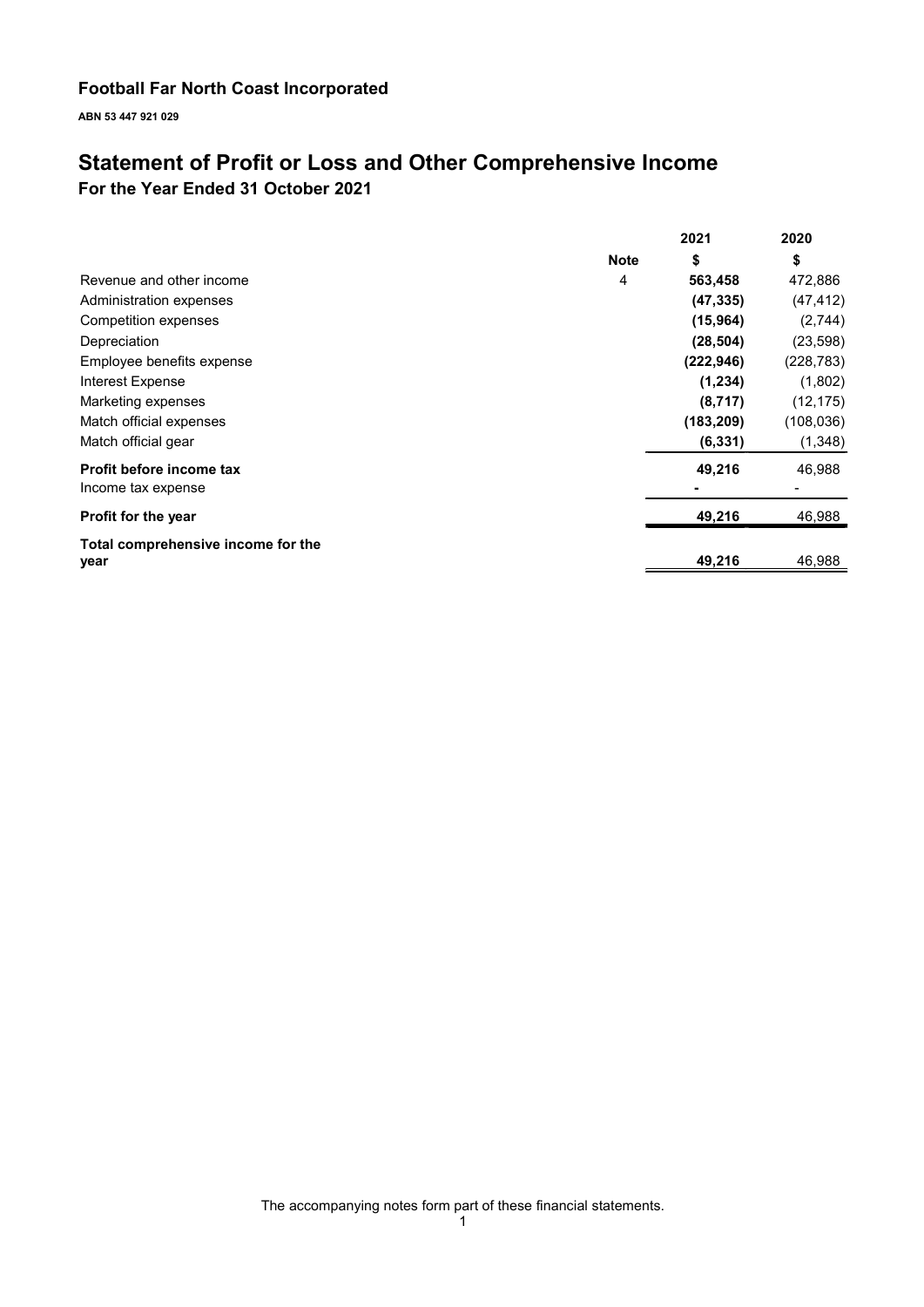# Football Far North Coast Incorporated

**ABN 53 447 921 029**

# Statement of Profit or Loss and Other Comprehensive Income

## For the Year Ended 31 October 2021

| | Note | 2021 | 2020 |
|---|---|---|---|
| | | $ | $ |
| Revenue and other income | 4 | **563,458** | 472,886 |
| Administration expenses | | **(47,335)** | (47,412) |
| Competition expenses | | **(15,964)** | (2,744) |
| Depreciation | | **(28,504)** | (23,598) |
| Employee benefits expense | | **(222,946)** | (228,783) |
| Interest Expense | | **(1,234)** | (1,802) |
| Marketing expenses | | **(8,717)** | (12,175) |
| Match official expenses | | **(183,209)** | (108,036) |
| Match official gear | | **(6,331)** | (1,348) |
| **Profit before income tax** | | **49,216** | 46,988 |
| Income tax expense | | **-** | - |
| **Profit for the year** | | **49,216** | 46,988 |
| **Total comprehensive income for the year** | | **49,216** | 46,988 |

The accompanying notes form part of these financial statements.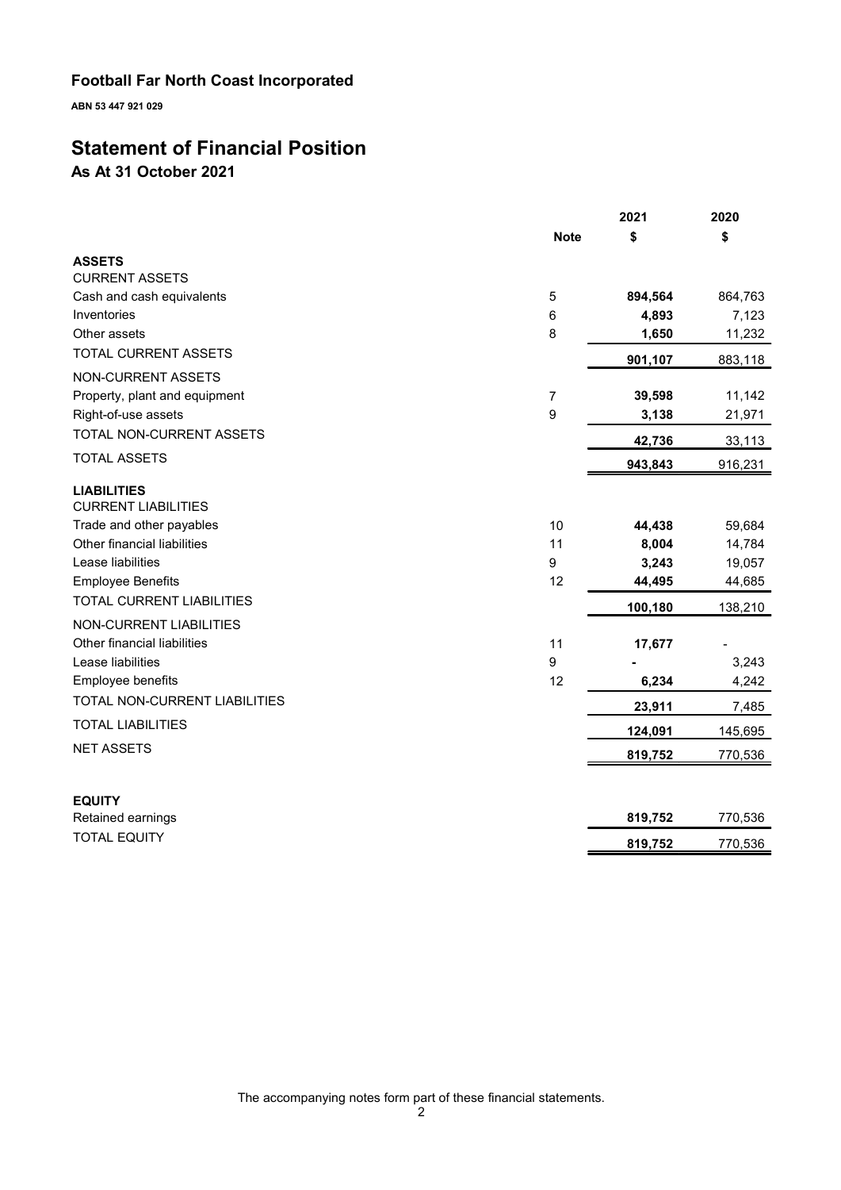# Football Far North Coast Incorporated

**ABN 53 447 921 029**

## Statement of Financial Position

### As At 31 October 2021

| | Note | 2021<br>$ | 2020<br>$ |
|---|---|---|---|
| **ASSETS** | | | |
| CURRENT ASSETS | | | |
| Cash and cash equivalents | 5 | **894,564** | 864,763 |
| Inventories | 6 | **4,893** | 7,123 |
| Other assets | 8 | **1,650** | 11,232 |
| TOTAL CURRENT ASSETS | | **901,107** | 883,118 |
| NON-CURRENT ASSETS | | | |
| Property, plant and equipment | 7 | **39,598** | 11,142 |
| Right-of-use assets | 9 | **3,138** | 21,971 |
| TOTAL NON-CURRENT ASSETS | | **42,736** | 33,113 |
| TOTAL ASSETS | | **943,843** | 916,231 |
| **LIABILITIES** | | | |
| CURRENT LIABILITIES | | | |
| Trade and other payables | 10 | **44,438** | 59,684 |
| Other financial liabilities | 11 | **8,004** | 14,784 |
| Lease liabilities | 9 | **3,243** | 19,057 |
| Employee Benefits | 12 | **44,495** | 44,685 |
| TOTAL CURRENT LIABILITIES | | **100,180** | 138,210 |
| NON-CURRENT LIABILITIES | | | |
| Other financial liabilities | 11 | **17,677** | - |
| Lease liabilities | 9 | **-** | 3,243 |
| Employee benefits | 12 | **6,234** | 4,242 |
| TOTAL NON-CURRENT LIABILITIES | | **23,911** | 7,485 |
| TOTAL LIABILITIES | | **124,091** | 145,695 |
| NET ASSETS | | **819,752** | 770,536 |
| | | | |
| **EQUITY** | | | |
| Retained earnings | | **819,752** | 770,536 |
| TOTAL EQUITY | | **819,752** | 770,536 |

The accompanying notes form part of these financial statements.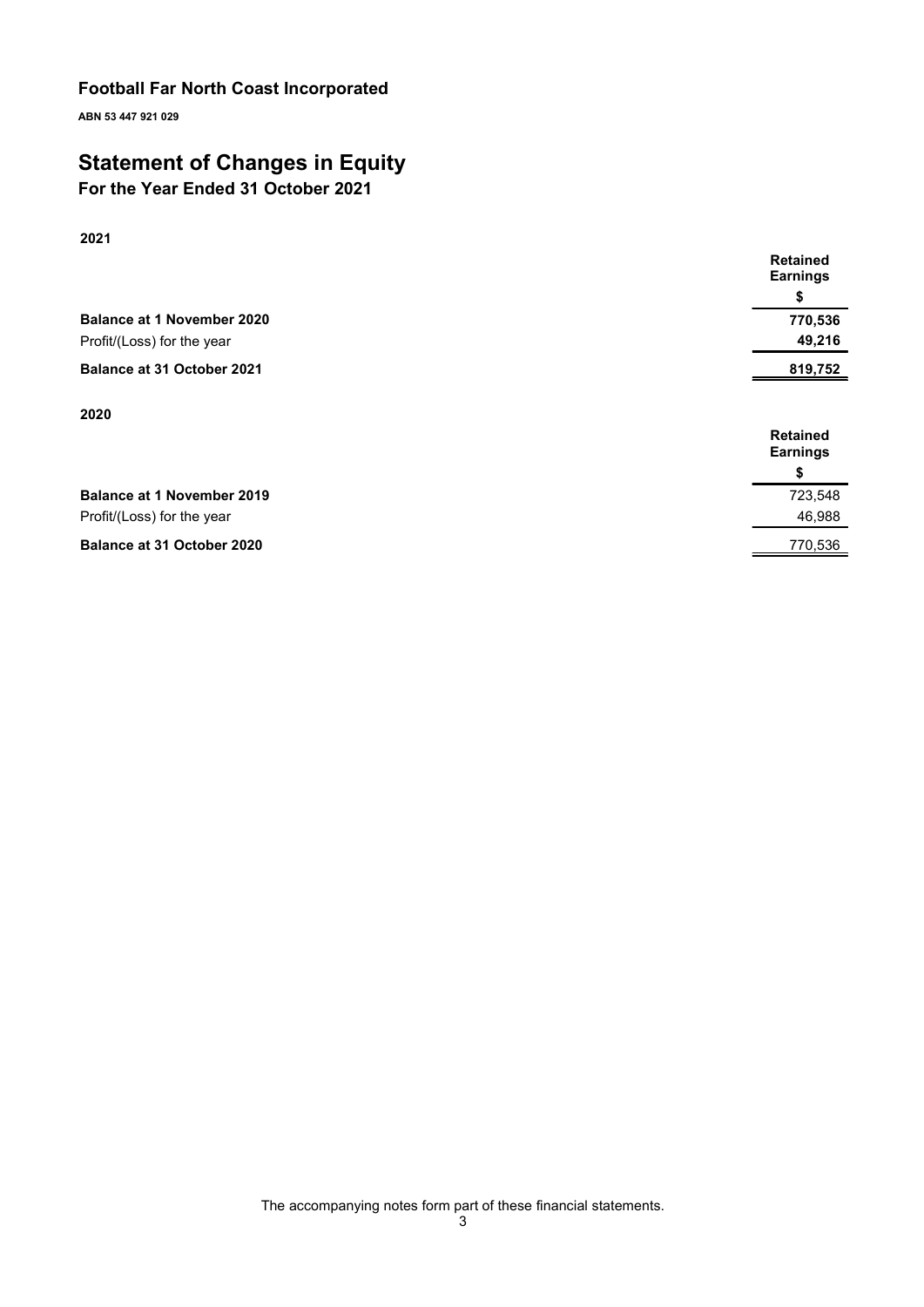**Football Far North Coast Incorporated**

**ABN 53 447 921 029**

# Statement of Changes in Equity

## For the Year Ended 31 October 2021

**2021**

| | **Retained Earnings** |
|---|---|
| | **$** |
| **Balance at 1 November 2020** | **770,536** |
| Profit/(Loss) for the year | **49,216** |
| **Balance at 31 October 2021** | **819,752** |

**2020**

| | **Retained Earnings** |
|---|---|
| | **$** |
| **Balance at 1 November 2019** | 723,548 |
| Profit/(Loss) for the year | 46,988 |
| **Balance at 31 October 2020** | 770,536 |

The accompanying notes form part of these financial statements.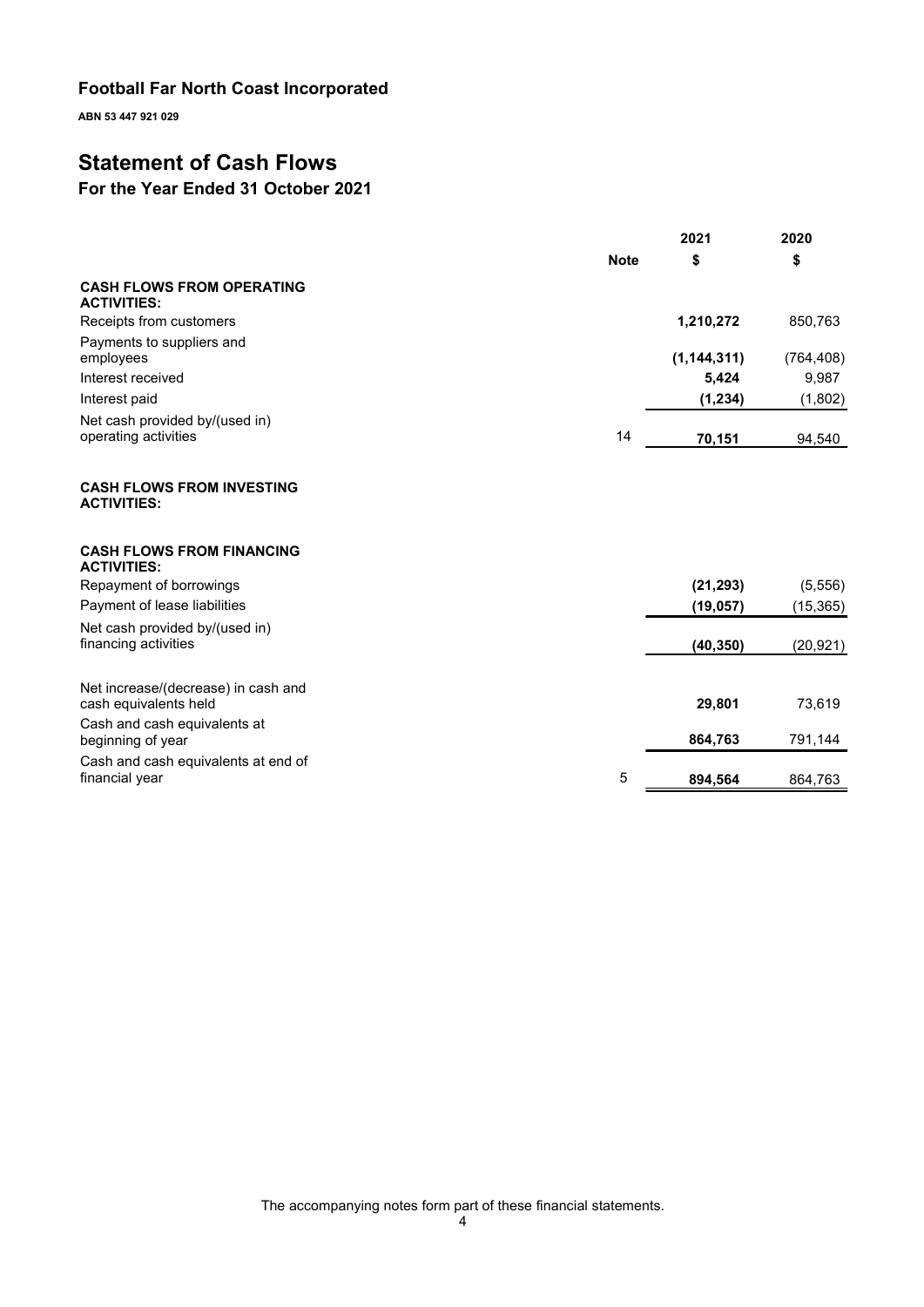# Football Far North Coast Incorporated

**ABN 53 447 921 029**

## Statement of Cash Flows

### For the Year Ended 31 October 2021

| | Note | 2021 $ | 2020 $ |
|---|---|---|---|
| **CASH FLOWS FROM OPERATING ACTIVITIES:** | | | |
| Receipts from customers | | **1,210,272** | 850,763 |
| Payments to suppliers and employees | | **(1,144,311)** | (764,408) |
| Interest received | | **5,424** | 9,987 |
| Interest paid | | **(1,234)** | (1,802) |
| Net cash provided by/(used in) operating activities | 14 | **70,151** | 94,540 |
| **CASH FLOWS FROM INVESTING ACTIVITIES:** | | | |
| **CASH FLOWS FROM FINANCING ACTIVITIES:** | | | |
| Repayment of borrowings | | **(21,293)** | (5,556) |
| Payment of lease liabilities | | **(19,057)** | (15,365) |
| Net cash provided by/(used in) financing activities | | **(40,350)** | (20,921) |
| Net increase/(decrease) in cash and cash equivalents held | | **29,801** | 73,619 |
| Cash and cash equivalents at beginning of year | | **864,763** | 791,144 |
| Cash and cash equivalents at end of financial year | 5 | **894,564** | 864,763 |

The accompanying notes form part of these financial statements.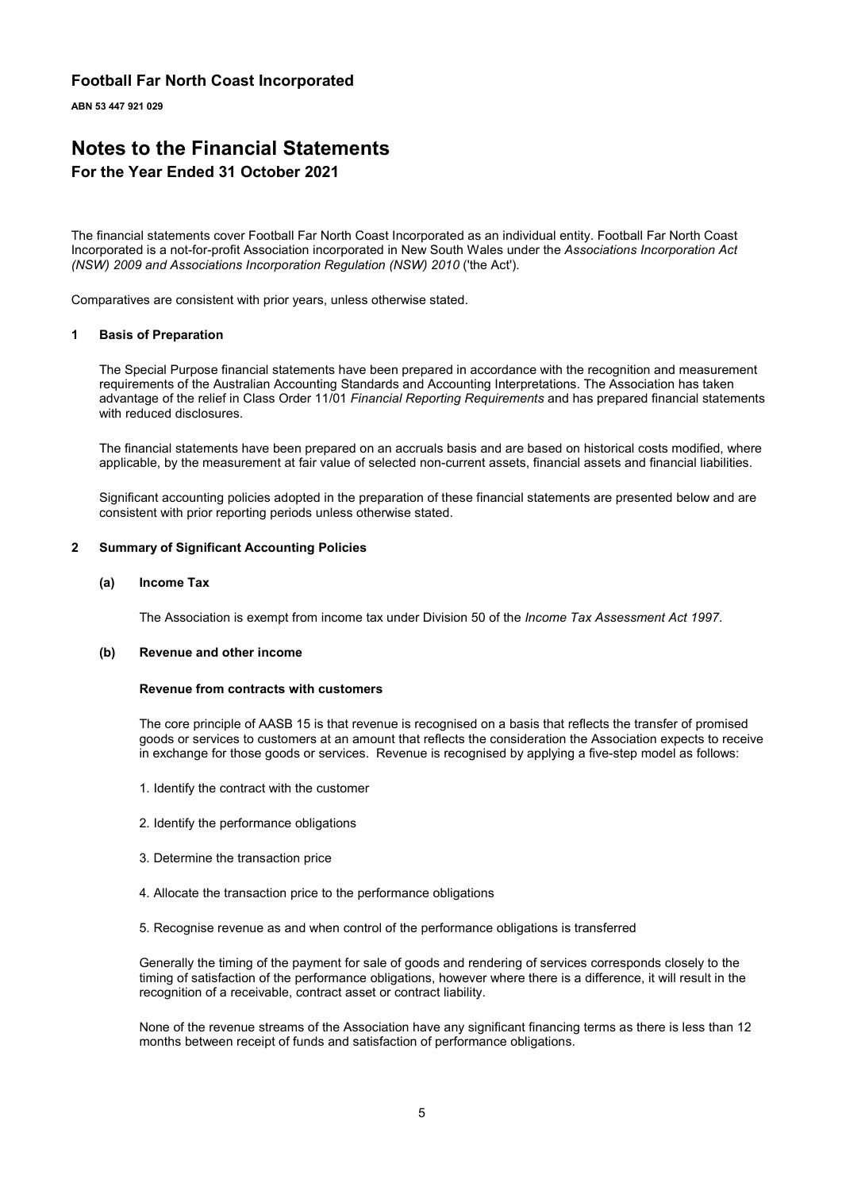**Football Far North Coast Incorporated**

**ABN 53 447 921 029**

# Notes to the Financial Statements

## For the Year Ended 31 October 2021

The financial statements cover Football Far North Coast Incorporated as an individual entity. Football Far North Coast Incorporated is a not-for-profit Association incorporated in New South Wales under the *Associations Incorporation Act (NSW) 2009 and Associations Incorporation Regulation (NSW) 2010* ('the Act').

Comparatives are consistent with prior years, unless otherwise stated.

### 1 Basis of Preparation

The Special Purpose financial statements have been prepared in accordance with the recognition and measurement requirements of the Australian Accounting Standards and Accounting Interpretations. The Association has taken advantage of the relief in Class Order 11/01 *Financial Reporting Requirements* and has prepared financial statements with reduced disclosures.

The financial statements have been prepared on an accruals basis and are based on historical costs modified, where applicable, by the measurement at fair value of selected non-current assets, financial assets and financial liabilities.

Significant accounting policies adopted in the preparation of these financial statements are presented below and are consistent with prior reporting periods unless otherwise stated.

### 2 Summary of Significant Accounting Policies

#### (a) Income Tax

The Association is exempt from income tax under Division 50 of the *Income Tax Assessment Act 1997*.

#### (b) Revenue and other income

**Revenue from contracts with customers**

The core principle of AASB 15 is that revenue is recognised on a basis that reflects the transfer of promised goods or services to customers at an amount that reflects the consideration the Association expects to receive in exchange for those goods or services. Revenue is recognised by applying a five-step model as follows:

1. Identify the contract with the customer

2. Identify the performance obligations

3. Determine the transaction price

4. Allocate the transaction price to the performance obligations

5. Recognise revenue as and when control of the performance obligations is transferred

Generally the timing of the payment for sale of goods and rendering of services corresponds closely to the timing of satisfaction of the performance obligations, however where there is a difference, it will result in the recognition of a receivable, contract asset or contract liability.

None of the revenue streams of the Association have any significant financing terms as there is less than 12 months between receipt of funds and satisfaction of performance obligations.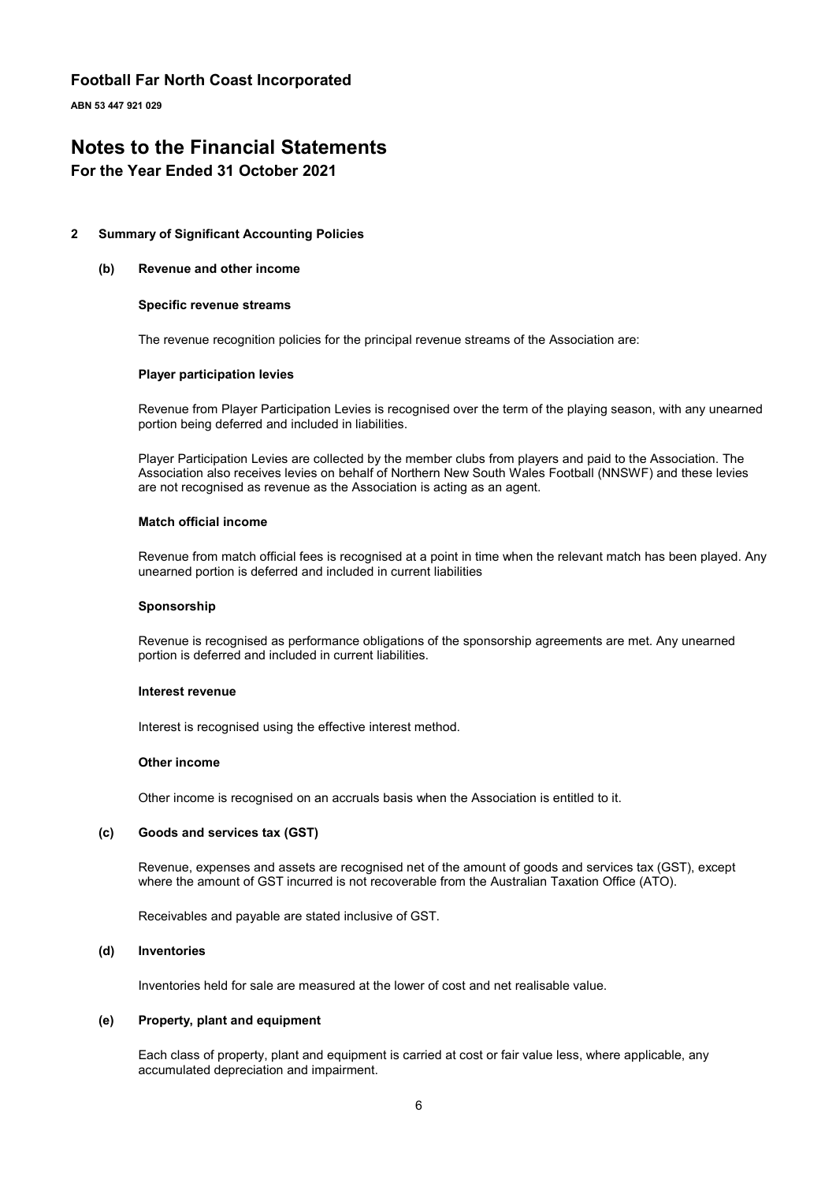# Football Far North Coast Incorporated

**ABN 53 447 921 029**

# Notes to the Financial Statements

## For the Year Ended 31 October 2021

### 2 Summary of Significant Accounting Policies

#### (b) Revenue and other income

**Specific revenue streams**

The revenue recognition policies for the principal revenue streams of the Association are:

**Player participation levies**

Revenue from Player Participation Levies is recognised over the term of the playing season, with any unearned portion being deferred and included in liabilities.

Player Participation Levies are collected by the member clubs from players and paid to the Association. The Association also receives levies on behalf of Northern New South Wales Football (NNSWF) and these levies are not recognised as revenue as the Association is acting as an agent.

**Match official income**

Revenue from match official fees is recognised at a point in time when the relevant match has been played. Any unearned portion is deferred and included in current liabilities

**Sponsorship**

Revenue is recognised as performance obligations of the sponsorship agreements are met. Any unearned portion is deferred and included in current liabilities.

**Interest revenue**

Interest is recognised using the effective interest method.

**Other income**

Other income is recognised on an accruals basis when the Association is entitled to it.

#### (c) Goods and services tax (GST)

Revenue, expenses and assets are recognised net of the amount of goods and services tax (GST), except where the amount of GST incurred is not recoverable from the Australian Taxation Office (ATO).

Receivables and payable are stated inclusive of GST.

#### (d) Inventories

Inventories held for sale are measured at the lower of cost and net realisable value.

#### (e) Property, plant and equipment

Each class of property, plant and equipment is carried at cost or fair value less, where applicable, any accumulated depreciation and impairment.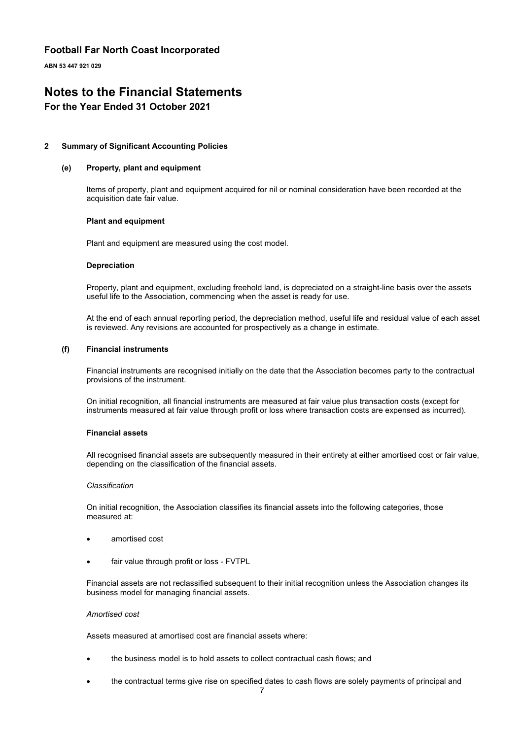## 2 Summary of Significant Accounting Policies

### (e) Property, plant and equipment

Items of property, plant and equipment acquired for nil or nominal consideration have been recorded at the acquisition date fair value.

**Plant and equipment**

Plant and equipment are measured using the cost model.

**Depreciation**

Property, plant and equipment, excluding freehold land, is depreciated on a straight-line basis over the assets useful life to the Association, commencing when the asset is ready for use.

At the end of each annual reporting period, the depreciation method, useful life and residual value of each asset is reviewed. Any revisions are accounted for prospectively as a change in estimate.

### (f) Financial instruments

Financial instruments are recognised initially on the date that the Association becomes party to the contractual provisions of the instrument.

On initial recognition, all financial instruments are measured at fair value plus transaction costs (except for instruments measured at fair value through profit or loss where transaction costs are expensed as incurred).

**Financial assets**

All recognised financial assets are subsequently measured in their entirety at either amortised cost or fair value, depending on the classification of the financial assets.

*Classification*

On initial recognition, the Association classifies its financial assets into the following categories, those measured at:

- amortised cost
- fair value through profit or loss - FVTPL

Financial assets are not reclassified subsequent to their initial recognition unless the Association changes its business model for managing financial assets.

*Amortised cost*

Assets measured at amortised cost are financial assets where:

- the business model is to hold assets to collect contractual cash flows; and
- the contractual terms give rise on specified dates to cash flows are solely payments of principal and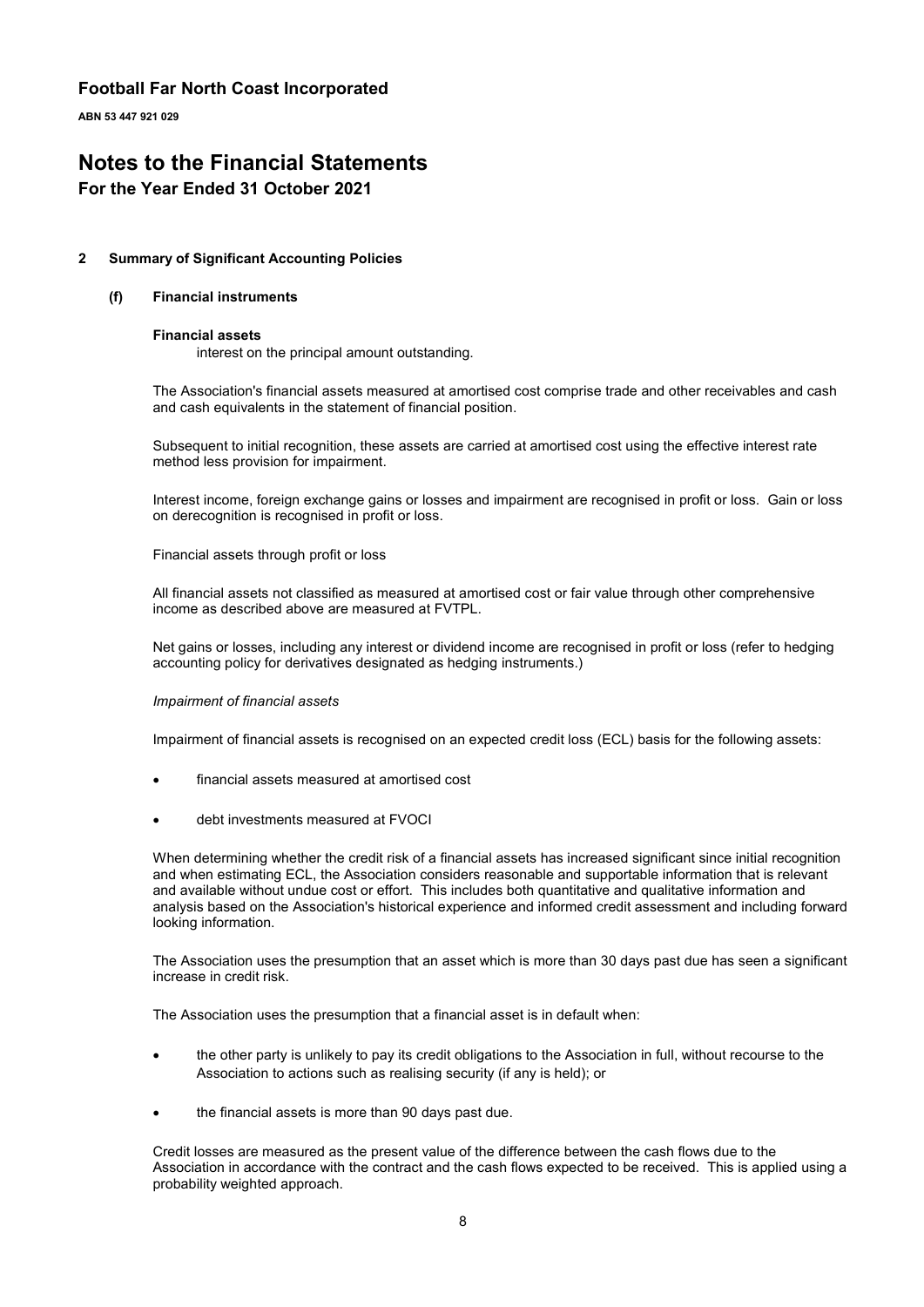## 2 Summary of Significant Accounting Policies

### (f) Financial instruments

**Financial assets**

interest on the principal amount outstanding.

The Association's financial assets measured at amortised cost comprise trade and other receivables and cash and cash equivalents in the statement of financial position.

Subsequent to initial recognition, these assets are carried at amortised cost using the effective interest rate method less provision for impairment.

Interest income, foreign exchange gains or losses and impairment are recognised in profit or loss. Gain or loss on derecognition is recognised in profit or loss.

Financial assets through profit or loss

All financial assets not classified as measured at amortised cost or fair value through other comprehensive income as described above are measured at FVTPL.

Net gains or losses, including any interest or dividend income are recognised in profit or loss (refer to hedging accounting policy for derivatives designated as hedging instruments.)

*Impairment of financial assets*

Impairment of financial assets is recognised on an expected credit loss (ECL) basis for the following assets:

- financial assets measured at amortised cost
- debt investments measured at FVOCI

When determining whether the credit risk of a financial assets has increased significant since initial recognition and when estimating ECL, the Association considers reasonable and supportable information that is relevant and available without undue cost or effort. This includes both quantitative and qualitative information and analysis based on the Association's historical experience and informed credit assessment and including forward looking information.

The Association uses the presumption that an asset which is more than 30 days past due has seen a significant increase in credit risk.

The Association uses the presumption that a financial asset is in default when:

- the other party is unlikely to pay its credit obligations to the Association in full, without recourse to the Association to actions such as realising security (if any is held); or
- the financial assets is more than 90 days past due.

Credit losses are measured as the present value of the difference between the cash flows due to the Association in accordance with the contract and the cash flows expected to be received. This is applied using a probability weighted approach.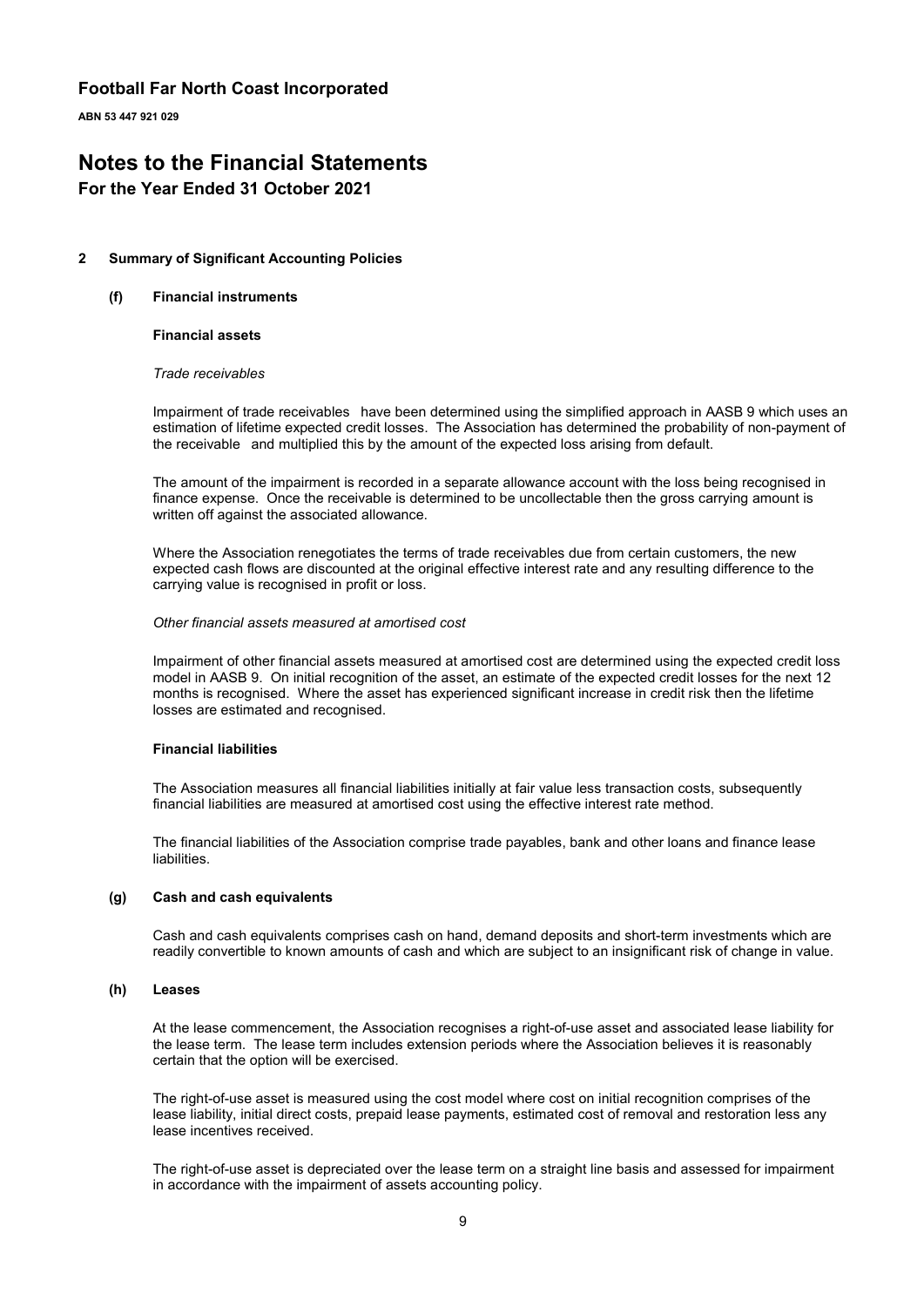# Football Far North Coast Incorporated

**ABN 53 447 921 029**

# Notes to the Financial Statements

## For the Year Ended 31 October 2021

### 2 Summary of Significant Accounting Policies

#### (f) Financial instruments

**Financial assets**

*Trade receivables*

Impairment of trade receivables have been determined using the simplified approach in AASB 9 which uses an estimation of lifetime expected credit losses. The Association has determined the probability of non-payment of the receivable and multiplied this by the amount of the expected loss arising from default.

The amount of the impairment is recorded in a separate allowance account with the loss being recognised in finance expense. Once the receivable is determined to be uncollectable then the gross carrying amount is written off against the associated allowance.

Where the Association renegotiates the terms of trade receivables due from certain customers, the new expected cash flows are discounted at the original effective interest rate and any resulting difference to the carrying value is recognised in profit or loss.

*Other financial assets measured at amortised cost*

Impairment of other financial assets measured at amortised cost are determined using the expected credit loss model in AASB 9. On initial recognition of the asset, an estimate of the expected credit losses for the next 12 months is recognised. Where the asset has experienced significant increase in credit risk then the lifetime losses are estimated and recognised.

**Financial liabilities**

The Association measures all financial liabilities initially at fair value less transaction costs, subsequently financial liabilities are measured at amortised cost using the effective interest rate method.

The financial liabilities of the Association comprise trade payables, bank and other loans and finance lease liabilities.

#### (g) Cash and cash equivalents

Cash and cash equivalents comprises cash on hand, demand deposits and short-term investments which are readily convertible to known amounts of cash and which are subject to an insignificant risk of change in value.

#### (h) Leases

At the lease commencement, the Association recognises a right-of-use asset and associated lease liability for the lease term. The lease term includes extension periods where the Association believes it is reasonably certain that the option will be exercised.

The right-of-use asset is measured using the cost model where cost on initial recognition comprises of the lease liability, initial direct costs, prepaid lease payments, estimated cost of removal and restoration less any lease incentives received.

The right-of-use asset is depreciated over the lease term on a straight line basis and assessed for impairment in accordance with the impairment of assets accounting policy.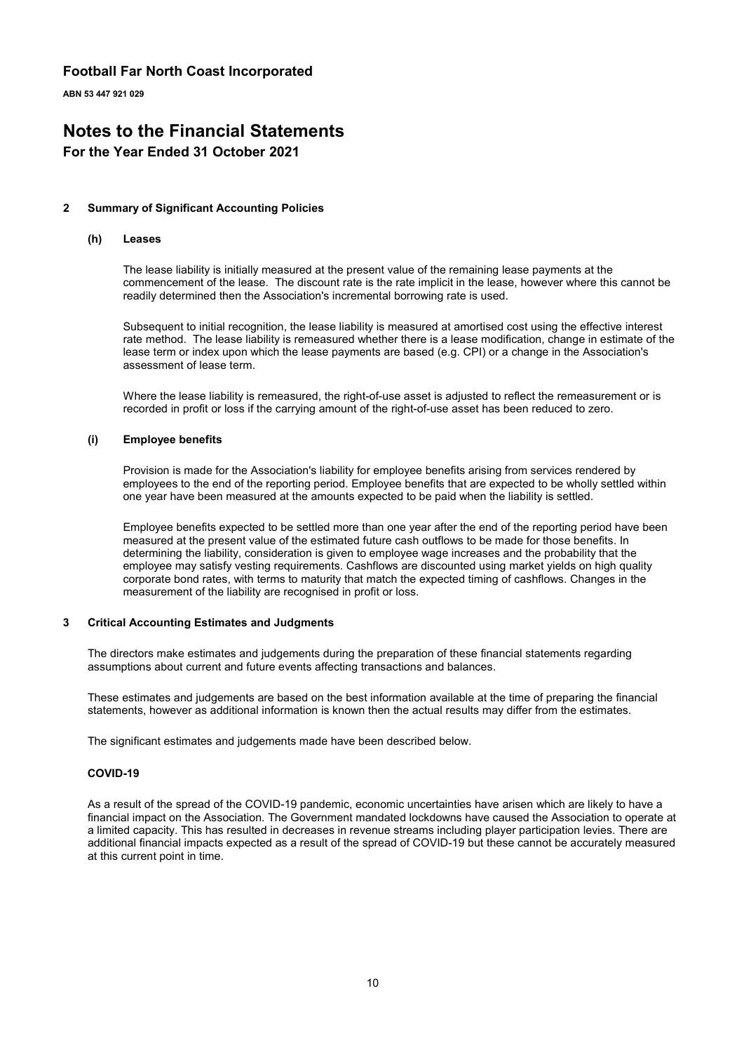# Football Far North Coast Incorporated

**ABN 53 447 921 029**

# Notes to the Financial Statements

## For the Year Ended 31 October 2021

### 2 Summary of Significant Accounting Policies

#### (h) Leases

The lease liability is initially measured at the present value of the remaining lease payments at the commencement of the lease. The discount rate is the rate implicit in the lease, however where this cannot be readily determined then the Association's incremental borrowing rate is used.

Subsequent to initial recognition, the lease liability is measured at amortised cost using the effective interest rate method. The lease liability is remeasured whether there is a lease modification, change in estimate of the lease term or index upon which the lease payments are based (e.g. CPI) or a change in the Association's assessment of lease term.

Where the lease liability is remeasured, the right-of-use asset is adjusted to reflect the remeasurement or is recorded in profit or loss if the carrying amount of the right-of-use asset has been reduced to zero.

#### (i) Employee benefits

Provision is made for the Association's liability for employee benefits arising from services rendered by employees to the end of the reporting period. Employee benefits that are expected to be wholly settled within one year have been measured at the amounts expected to be paid when the liability is settled.

Employee benefits expected to be settled more than one year after the end of the reporting period have been measured at the present value of the estimated future cash outflows to be made for those benefits. In determining the liability, consideration is given to employee wage increases and the probability that the employee may satisfy vesting requirements. Cashflows are discounted using market yields on high quality corporate bond rates, with terms to maturity that match the expected timing of cashflows. Changes in the measurement of the liability are recognised in profit or loss.

### 3 Critical Accounting Estimates and Judgments

The directors make estimates and judgements during the preparation of these financial statements regarding assumptions about current and future events affecting transactions and balances.

These estimates and judgements are based on the best information available at the time of preparing the financial statements, however as additional information is known then the actual results may differ from the estimates.

The significant estimates and judgements made have been described below.

#### COVID-19

As a result of the spread of the COVID-19 pandemic, economic uncertainties have arisen which are likely to have a financial impact on the Association. The Government mandated lockdowns have caused the Association to operate at a limited capacity. This has resulted in decreases in revenue streams including player participation levies. There are additional financial impacts expected as a result of the spread of COVID-19 but these cannot be accurately measured at this current point in time.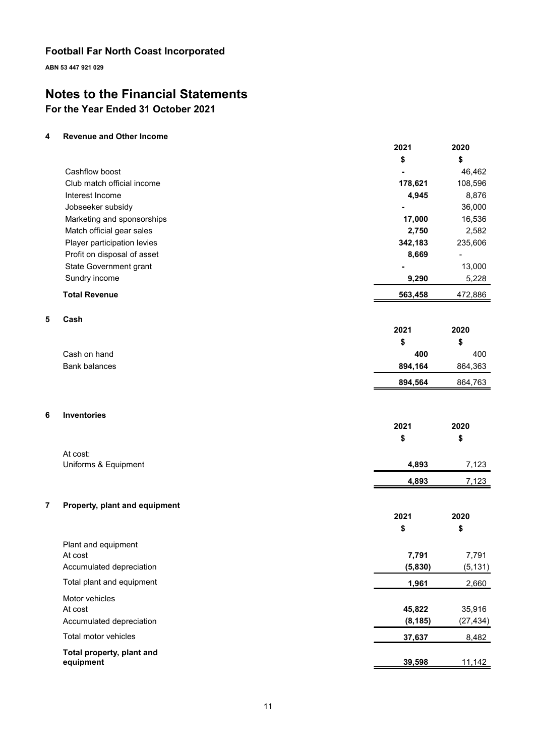# Football Far North Coast Incorporated

**ABN 53 447 921 029**

# Notes to the Financial Statements

## For the Year Ended 31 October 2021

### 4 Revenue and Other Income

| | 2021 | 2020 |
|---|---|---|
| | $ | $ |
| Cashflow boost | **-** | 46,462 |
| Club match official income | **178,621** | 108,596 |
| Interest Income | **4,945** | 8,876 |
| Jobseeker subsidy | **-** | 36,000 |
| Marketing and sponsorships | **17,000** | 16,536 |
| Match official gear sales | **2,750** | 2,582 |
| Player participation levies | **342,183** | 235,606 |
| Profit on disposal of asset | **8,669** | - |
| State Government grant | **-** | 13,000 |
| Sundry income | **9,290** | 5,228 |
| **Total Revenue** | **563,458** | 472,886 |

### 5 Cash

| | 2021 | 2020 |
|---|---|---|
| | $ | $ |
| Cash on hand | **400** | 400 |
| Bank balances | **894,164** | 864,363 |
| | **894,564** | 864,763 |

### 6 Inventories

| | 2021 | 2020 |
|---|---|---|
| | $ | $ |
| At cost: | | |
| Uniforms & Equipment | **4,893** | 7,123 |
| | **4,893** | 7,123 |

### 7 Property, plant and equipment

| | 2021 | 2020 |
|---|---|---|
| | $ | $ |
| Plant and equipment | | |
| At cost | **7,791** | 7,791 |
| Accumulated depreciation | **(5,830)** | (5,131) |
| Total plant and equipment | **1,961** | 2,660 |
| Motor vehicles | | |
| At cost | **45,822** | 35,916 |
| Accumulated depreciation | **(8,185)** | (27,434) |
| Total motor vehicles | **37,637** | 8,482 |
| **Total property, plant and equipment** | **39,598** | 11,142 |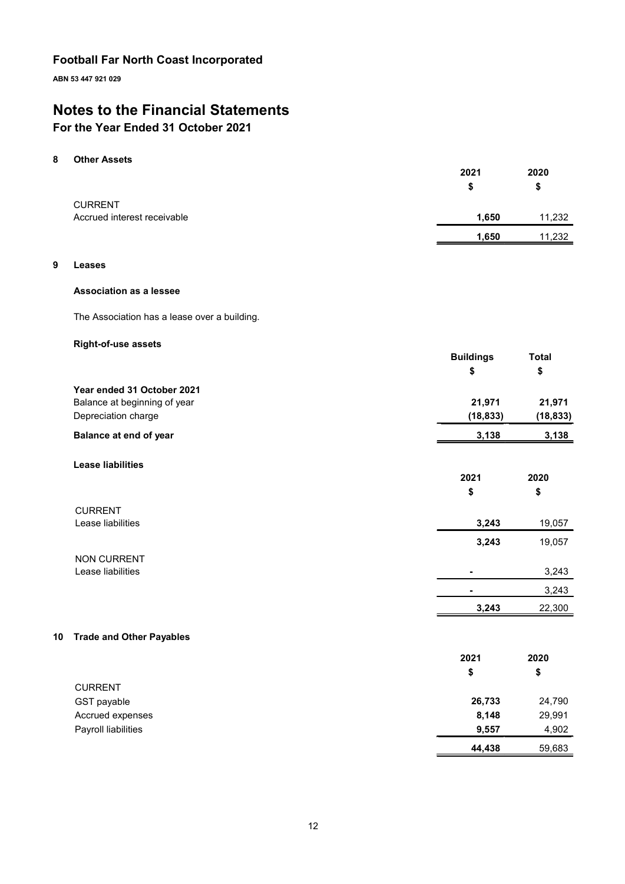# Football Far North Coast Incorporated

**ABN 53 447 921 029**

# Notes to the Financial Statements

## For the Year Ended 31 October 2021

### 8 Other Assets

| | 2021 | 2020 |
|---|---|---|
| | $ | $ |
| CURRENT | | |
| Accrued interest receivable | **1,650** | 11,232 |
| | **1,650** | 11,232 |

### 9 Leases

**Association as a lessee**

The Association has a lease over a building.

**Right-of-use assets**

| | Buildings | Total |
|---|---|---|
| | $ | $ |
| **Year ended 31 October 2021** | | |
| Balance at beginning of year | **21,971** | **21,971** |
| Depreciation charge | **(18,833)** | **(18,833)** |
| **Balance at end of year** | **3,138** | **3,138** |

**Lease liabilities**

| | 2021 | 2020 |
|---|---|---|
| | $ | $ |
| CURRENT | | |
| Lease liabilities | **3,243** | 19,057 |
| | **3,243** | 19,057 |
| NON CURRENT | | |
| Lease liabilities | **-** | 3,243 |
| | **-** | 3,243 |
| | **3,243** | 22,300 |

### 10 Trade and Other Payables

| | 2021 | 2020 |
|---|---|---|
| | $ | $ |
| CURRENT | | |
| GST payable | **26,733** | 24,790 |
| Accrued expenses | **8,148** | 29,991 |
| Payroll liabilities | **9,557** | 4,902 |
| | **44,438** | 59,683 |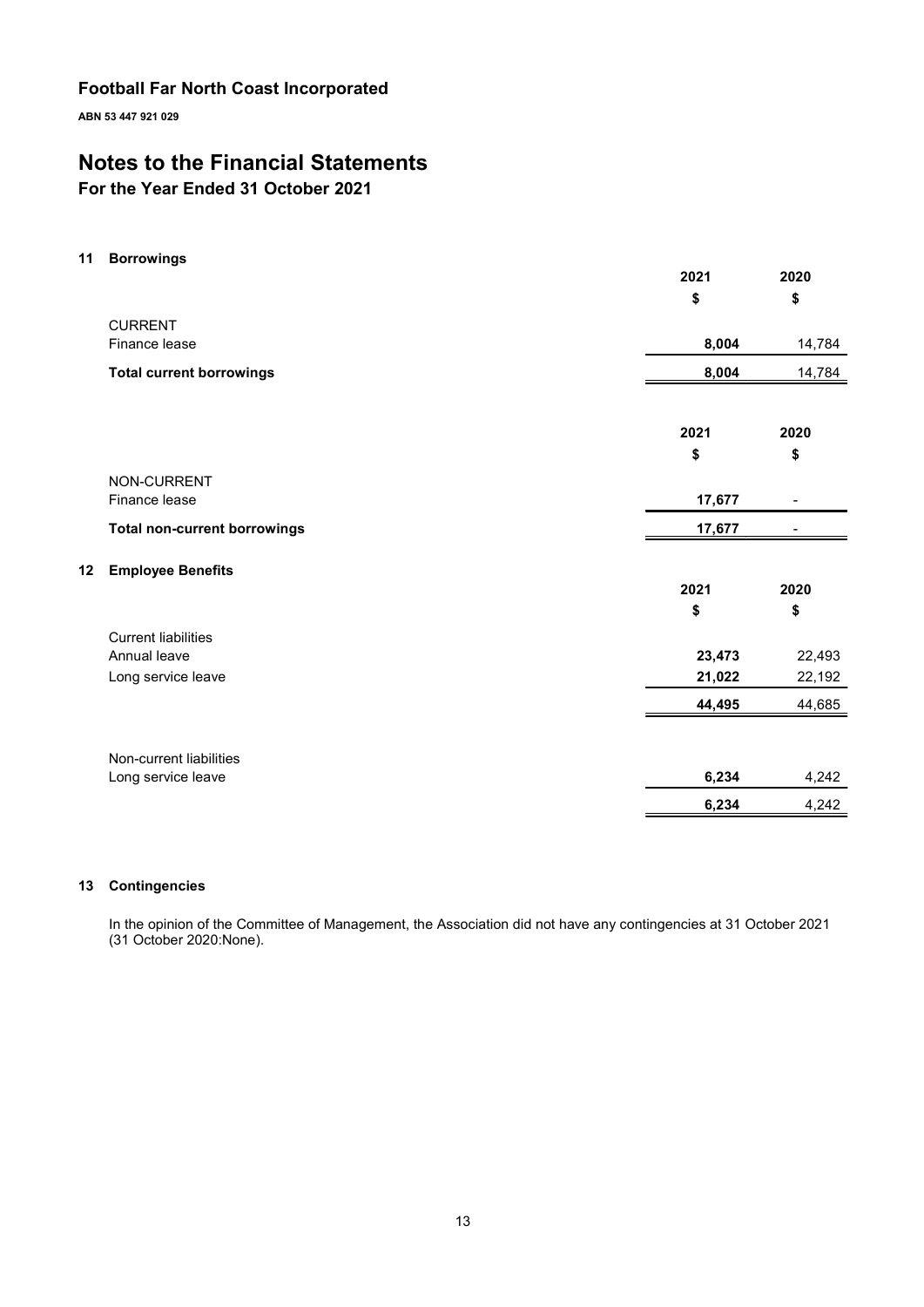# Football Far North Coast Incorporated

**ABN 53 447 921 029**

# Notes to the Financial Statements

## For the Year Ended 31 October 2021

### 11 Borrowings

| | 2021 | 2020 |
|---|---|---|
| | $ | $ |
| CURRENT | | |
| Finance lease | **8,004** | 14,784 |
| **Total current borrowings** | **8,004** | 14,784 |

| | 2021 | 2020 |
|---|---|---|
| | $ | $ |
| NON-CURRENT | | |
| Finance lease | **17,677** | - |
| **Total non-current borrowings** | **17,677** | - |

### 12 Employee Benefits

| | 2021 | 2020 |
|---|---|---|
| | $ | $ |
| Current liabilities | | |
| Annual leave | **23,473** | 22,493 |
| Long service leave | **21,022** | 22,192 |
| | **44,495** | 44,685 |
| Non-current liabilities | | |
| Long service leave | **6,234** | 4,242 |
| | **6,234** | 4,242 |

### 13 Contingencies

In the opinion of the Committee of Management, the Association did not have any contingencies at 31 October 2021 (31 October 2020:None).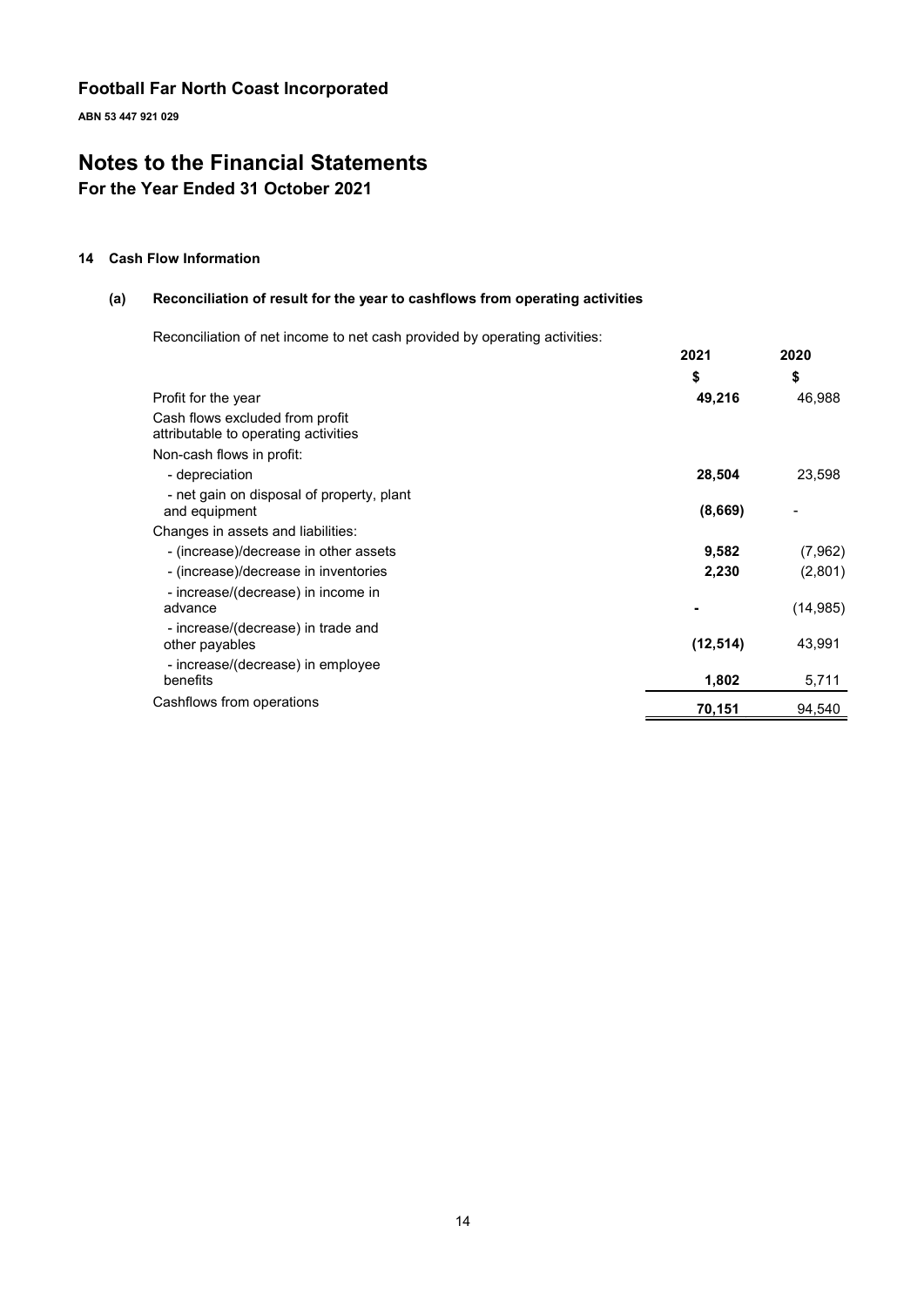**Football Far North Coast Incorporated**

**ABN 53 447 921 029**

# Notes to the Financial Statements

## For the Year Ended 31 October 2021

### 14 Cash Flow Information

#### (a) Reconciliation of result for the year to cashflows from operating activities

Reconciliation of net income to net cash provided by operating activities:

| | 2021 | 2020 |
|---|---|---|
| | $ | $ |
| Profit for the year | **49,216** | 46,988 |
| Cash flows excluded from profit attributable to operating activities | | |
| Non-cash flows in profit: | | |
| - depreciation | **28,504** | 23,598 |
| - net gain on disposal of property, plant and equipment | **(8,669)** | - |
| Changes in assets and liabilities: | | |
| - (increase)/decrease in other assets | **9,582** | (7,962) |
| - (increase)/decrease in inventories | **2,230** | (2,801) |
| - increase/(decrease) in income in advance | **-** | (14,985) |
| - increase/(decrease) in trade and other payables | **(12,514)** | 43,991 |
| - increase/(decrease) in employee benefits | **1,802** | 5,711 |
| Cashflows from operations | **70,151** | 94,540 |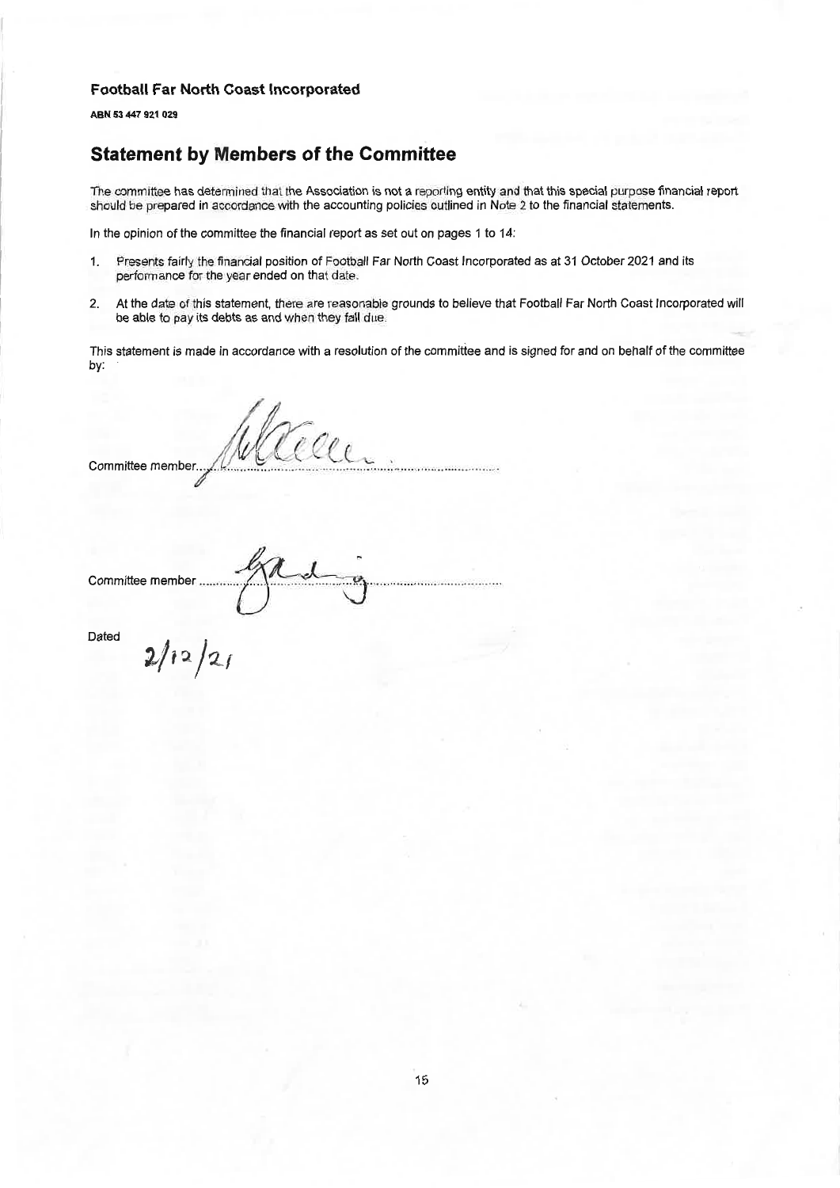**Football Far North Coast Incorporated**

**ABN 53 447 921 029**

## Statement by Members of the Committee

The committee has determined that the Association is not a reporting entity and that this special purpose financial report should be prepared in accordance with the accounting policies outlined in Note 2 to the financial statements.

In the opinion of the committee the financial report as set out on pages 1 to 14:

1. Presents fairly the financial position of Football Far North Coast Incorporated as at 31 October 2021 and its performance for the year ended on that date.
2. At the date of this statement, there are reasonable grounds to believe that Football Far North Coast Incorporated will be able to pay its debts as and when they fall due.

This statement is made in accordance with a resolution of the committee and is signed for and on behalf of the committee by:

Committee member ..........................................................

Committee member ..........................................................

Dated 2/12/21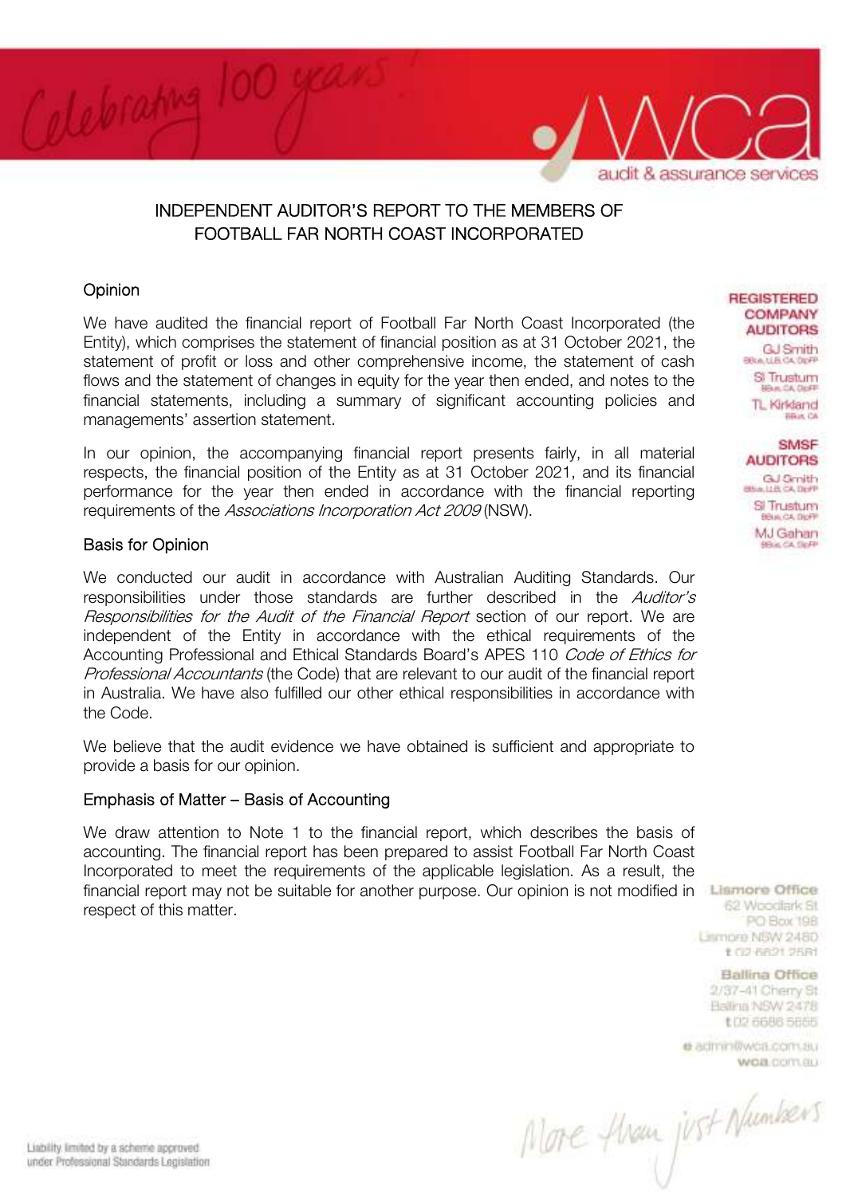# INDEPENDENT AUDITOR'S REPORT TO THE MEMBERS OF FOOTBALL FAR NORTH COAST INCORPORATED

## Opinion

We have audited the financial report of Football Far North Coast Incorporated (the Entity), which comprises the statement of financial position as at 31 October 2021, the statement of profit or loss and other comprehensive income, the statement of cash flows and the statement of changes in equity for the year then ended, and notes to the financial statements, including a summary of significant accounting policies and managements' assertion statement.

In our opinion, the accompanying financial report presents fairly, in all material respects, the financial position of the Entity as at 31 October 2021, and its financial performance for the year then ended in accordance with the financial reporting requirements of the *Associations Incorporation Act 2009* (NSW).

## Basis for Opinion

We conducted our audit in accordance with Australian Auditing Standards. Our responsibilities under those standards are further described in the *Auditor's Responsibilities for the Audit of the Financial Report* section of our report. We are independent of the Entity in accordance with the ethical requirements of the Accounting Professional and Ethical Standards Board's APES 110 *Code of Ethics for Professional Accountants* (the Code) that are relevant to our audit of the financial report in Australia. We have also fulfilled our other ethical responsibilities in accordance with the Code.

We believe that the audit evidence we have obtained is sufficient and appropriate to provide a basis for our opinion.

## Emphasis of Matter – Basis of Accounting

We draw attention to Note 1 to the financial report, which describes the basis of accounting. The financial report has been prepared to assist Football Far North Coast Incorporated to meet the requirements of the applicable legislation. As a result, the financial report may not be suitable for another purpose. Our opinion is not modified in respect of this matter.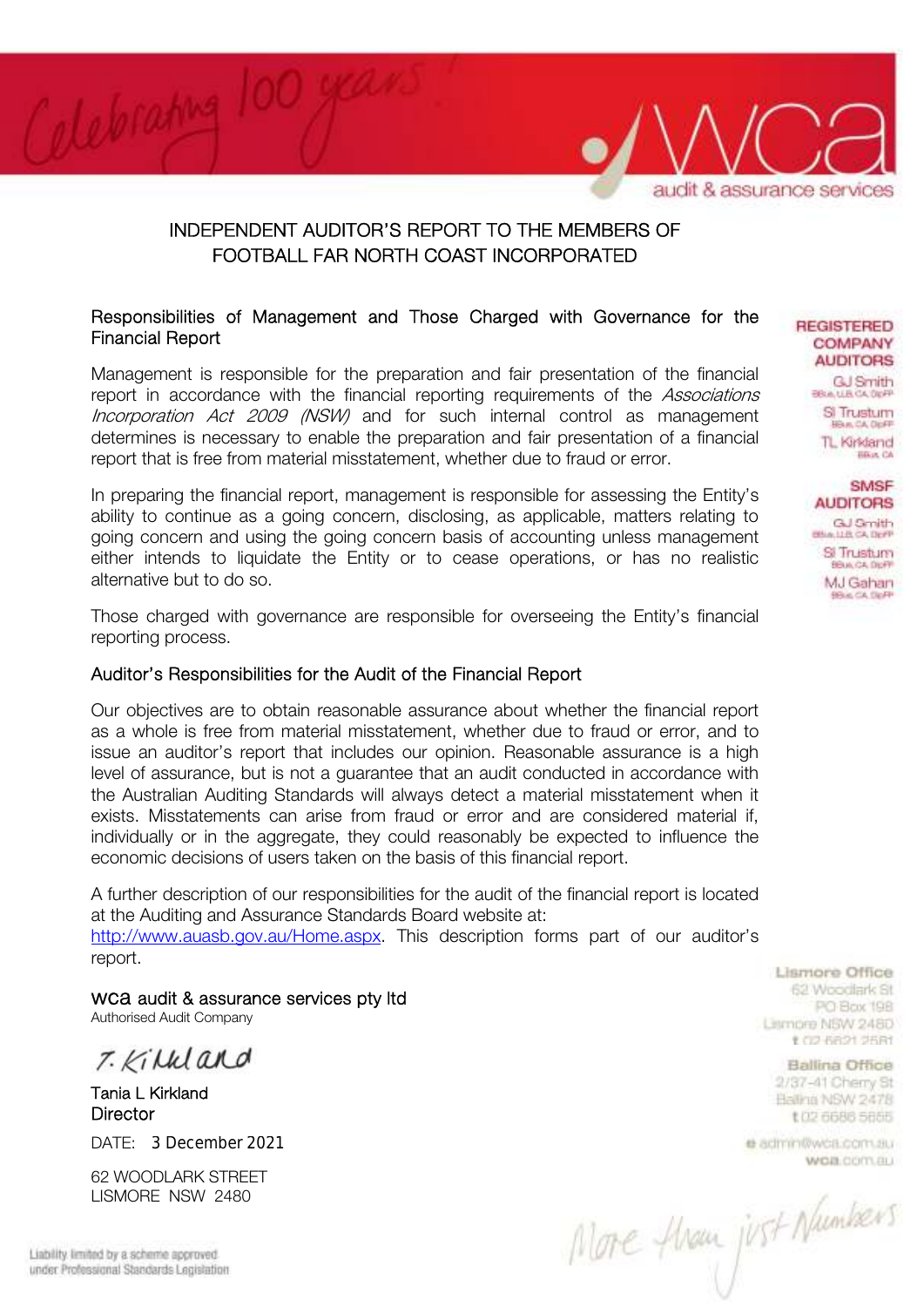# INDEPENDENT AUDITOR'S REPORT TO THE MEMBERS OF FOOTBALL FAR NORTH COAST INCORPORATED

## Responsibilities of Management and Those Charged with Governance for the Financial Report

Management is responsible for the preparation and fair presentation of the financial report in accordance with the financial reporting requirements of the *Associations Incorporation Act 2009 (NSW)* and for such internal control as management determines is necessary to enable the preparation and fair presentation of a financial report that is free from material misstatement, whether due to fraud or error.

In preparing the financial report, management is responsible for assessing the Entity's ability to continue as a going concern, disclosing, as applicable, matters relating to going concern and using the going concern basis of accounting unless management either intends to liquidate the Entity or to cease operations, or has no realistic alternative but to do so.

Those charged with governance are responsible for overseeing the Entity's financial reporting process.

## Auditor's Responsibilities for the Audit of the Financial Report

Our objectives are to obtain reasonable assurance about whether the financial report as a whole is free from material misstatement, whether due to fraud or error, and to issue an auditor's report that includes our opinion. Reasonable assurance is a high level of assurance, but is not a guarantee that an audit conducted in accordance with the Australian Auditing Standards will always detect a material misstatement when it exists. Misstatements can arise from fraud or error and are considered material if, individually or in the aggregate, they could reasonably be expected to influence the economic decisions of users taken on the basis of this financial report.

A further description of our responsibilities for the audit of the financial report is located at the Auditing and Assurance Standards Board website at: http://www.auasb.gov.au/Home.aspx. This description forms part of our auditor's report.

wca audit & assurance services pty ltd
Authorised Audit Company

T. Kirkland

Tania L Kirkland
Director

DATE: 3 December 2021

62 WOODLARK STREET
LISMORE NSW 2480

Liability limited by a scheme approved under Professional Standards Legislation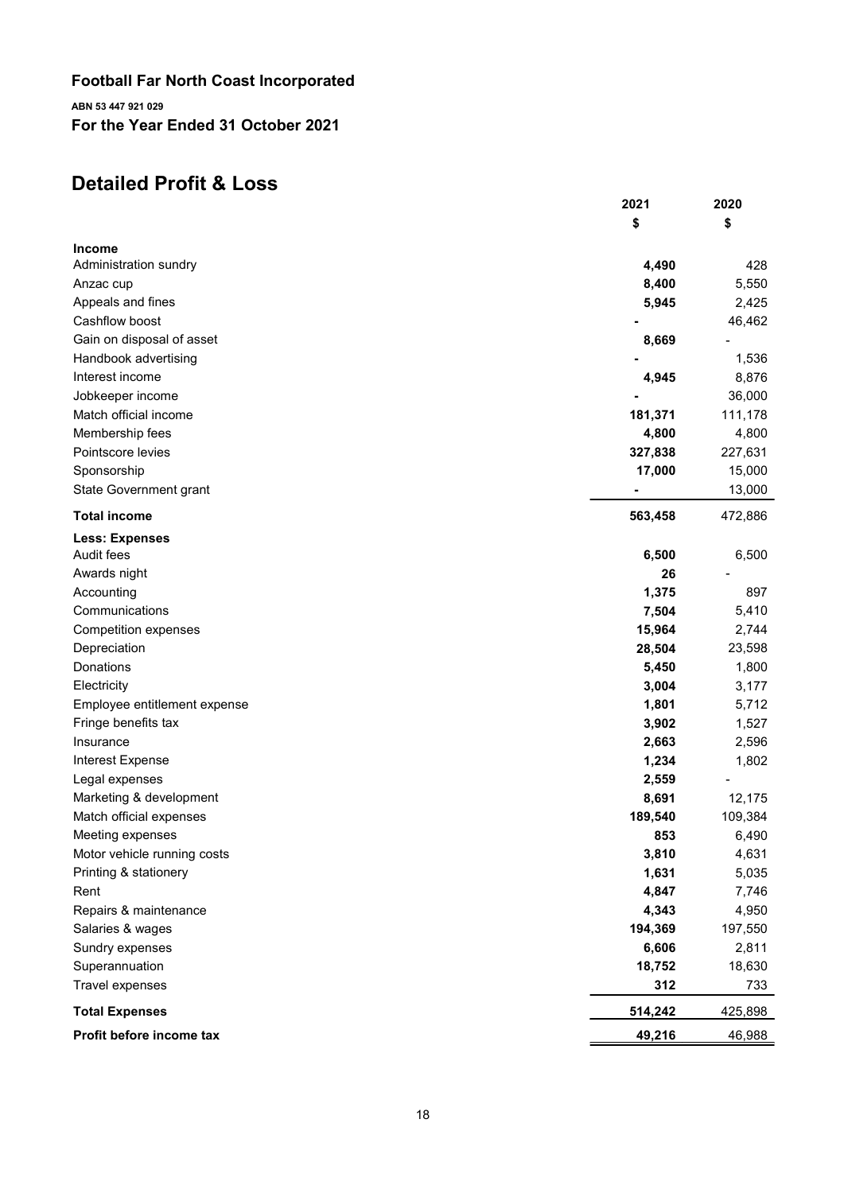**Football Far North Coast Incorporated**

**ABN 53 447 921 029**

**For the Year Ended 31 October 2021**

# Detailed Profit & Loss

| | 2021 | 2020 |
|---|---|---|
| | $ | $ |
| **Income** | | |
| Administration sundry | **4,490** | 428 |
| Anzac cup | **8,400** | 5,550 |
| Appeals and fines | **5,945** | 2,425 |
| Cashflow boost | **-** | 46,462 |
| Gain on disposal of asset | **8,669** | - |
| Handbook advertising | **-** | 1,536 |
| Interest income | **4,945** | 8,876 |
| Jobkeeper income | **-** | 36,000 |
| Match official income | **181,371** | 111,178 |
| Membership fees | **4,800** | 4,800 |
| Pointscore levies | **327,838** | 227,631 |
| Sponsorship | **17,000** | 15,000 |
| State Government grant | **-** | 13,000 |
| **Total income** | **563,458** | 472,886 |
| **Less: Expenses** | | |
| Audit fees | **6,500** | 6,500 |
| Awards night | **26** | - |
| Accounting | **1,375** | 897 |
| Communications | **7,504** | 5,410 |
| Competition expenses | **15,964** | 2,744 |
| Depreciation | **28,504** | 23,598 |
| Donations | **5,450** | 1,800 |
| Electricity | **3,004** | 3,177 |
| Employee entitlement expense | **1,801** | 5,712 |
| Fringe benefits tax | **3,902** | 1,527 |
| Insurance | **2,663** | 2,596 |
| Interest Expense | **1,234** | 1,802 |
| Legal expenses | **2,559** | - |
| Marketing & development | **8,691** | 12,175 |
| Match official expenses | **189,540** | 109,384 |
| Meeting expenses | **853** | 6,490 |
| Motor vehicle running costs | **3,810** | 4,631 |
| Printing & stationery | **1,631** | 5,035 |
| Rent | **4,847** | 7,746 |
| Repairs & maintenance | **4,343** | 4,950 |
| Salaries & wages | **194,369** | 197,550 |
| Sundry expenses | **6,606** | 2,811 |
| Superannuation | **18,752** | 18,630 |
| Travel expenses | **312** | 733 |
| **Total Expenses** | **514,242** | 425,898 |
| **Profit before income tax** | **49,216** | 46,988 |